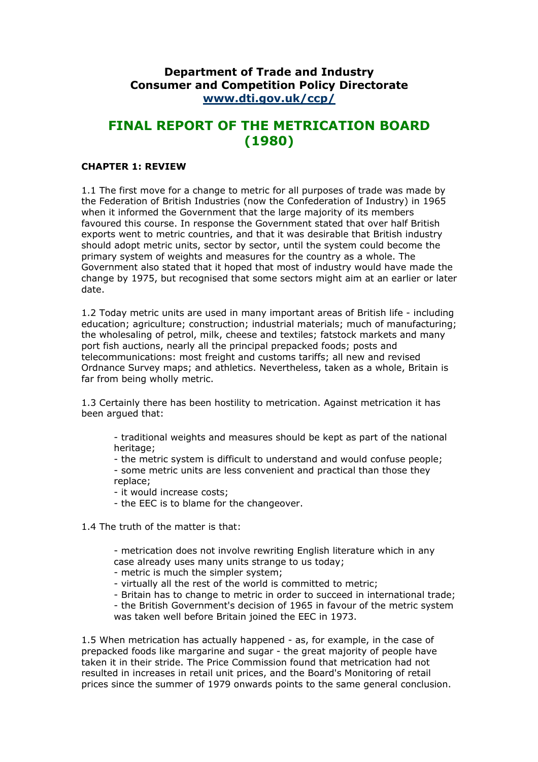**Department of Trade and Industry**
**Consumer and Competition Policy Directorate**
**[www.dti.gov.uk/ccp/](http://www.dti.gov.uk/ccp/)**

# FINAL REPORT OF THE METRICATION BOARD (1980)

## CHAPTER 1: REVIEW

1.1 The first move for a change to metric for all purposes of trade was made by the Federation of British Industries (now the Confederation of Industry) in 1965 when it informed the Government that the large majority of its members favoured this course. In response the Government stated that over half British exports went to metric countries, and that it was desirable that British industry should adopt metric units, sector by sector, until the system could become the primary system of weights and measures for the country as a whole. The Government also stated that it hoped that most of industry would have made the change by 1975, but recognised that some sectors might aim at an earlier or later date.

1.2 Today metric units are used in many important areas of British life - including education; agriculture; construction; industrial materials; much of manufacturing; the wholesaling of petrol, milk, cheese and textiles; fatstock markets and many port fish auctions, nearly all the principal prepacked foods; posts and telecommunications: most freight and customs tariffs; all new and revised Ordnance Survey maps; and athletics. Nevertheless, taken as a whole, Britain is far from being wholly metric.

1.3 Certainly there has been hostility to metrication. Against metrication it has been argued that:

- traditional weights and measures should be kept as part of the national heritage;
- the metric system is difficult to understand and would confuse people;
- some metric units are less convenient and practical than those they replace;
- it would increase costs;
- the EEC is to blame for the changeover.

1.4 The truth of the matter is that:

- metrication does not involve rewriting English literature which in any case already uses many units strange to us today;
- metric is much the simpler system;
- virtually all the rest of the world is committed to metric;
- Britain has to change to metric in order to succeed in international trade;
- the British Government's decision of 1965 in favour of the metric system was taken well before Britain joined the EEC in 1973.

1.5 When metrication has actually happened - as, for example, in the case of prepacked foods like margarine and sugar - the great majority of people have taken it in their stride. The Price Commission found that metrication had not resulted in increases in retail unit prices, and the Board's Monitoring of retail prices since the summer of 1979 onwards points to the same general conclusion.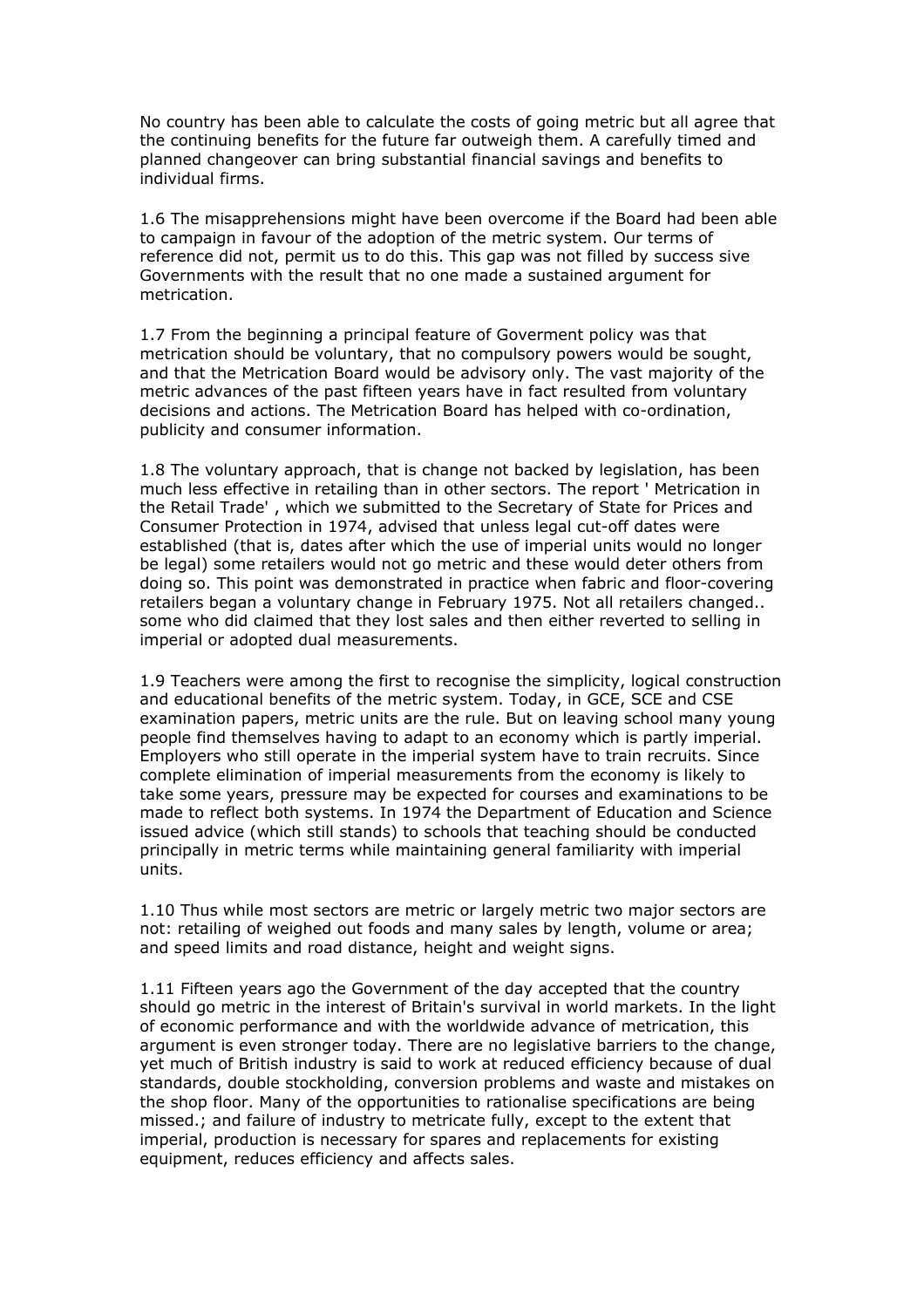No country has been able to calculate the costs of going metric but all agree that the continuing benefits for the future far outweigh them. A carefully timed and planned changeover can bring substantial financial savings and benefits to individual firms.

1.6 The misapprehensions might have been overcome if the Board had been able to campaign in favour of the adoption of the metric system. Our terms of reference did not, permit us to do this. This gap was not filled by success sive Governments with the result that no one made a sustained argument for metrication.

1.7 From the beginning a principal feature of Goverment policy was that metrication should be voluntary, that no compulsory powers would be sought, and that the Metrication Board would be advisory only. The vast majority of the metric advances of the past fifteen years have in fact resulted from voluntary decisions and actions. The Metrication Board has helped with co-ordination, publicity and consumer information.

1.8 The voluntary approach, that is change not backed by legislation, has been much less effective in retailing than in other sectors. The report ' Metrication in the Retail Trade' , which we submitted to the Secretary of State for Prices and Consumer Protection in 1974, advised that unless legal cut-off dates were established (that is, dates after which the use of imperial units would no longer be legal) some retailers would not go metric and these would deter others from doing so. This point was demonstrated in practice when fabric and floor-covering retailers began a voluntary change in February 1975. Not all retailers changed.. some who did claimed that they lost sales and then either reverted to selling in imperial or adopted dual measurements.

1.9 Teachers were among the first to recognise the simplicity, logical construction and educational benefits of the metric system. Today, in GCE, SCE and CSE examination papers, metric units are the rule. But on leaving school many young people find themselves having to adapt to an economy which is partly imperial. Employers who still operate in the imperial system have to train recruits. Since complete elimination of imperial measurements from the economy is likely to take some years, pressure may be expected for courses and examinations to be made to reflect both systems. In 1974 the Department of Education and Science issued advice (which still stands) to schools that teaching should be conducted principally in metric terms while maintaining general familiarity with imperial units.

1.10 Thus while most sectors are metric or largely metric two major sectors are not: retailing of weighed out foods and many sales by length, volume or area; and speed limits and road distance, height and weight signs.

1.11 Fifteen years ago the Government of the day accepted that the country should go metric in the interest of Britain's survival in world markets. In the light of economic performance and with the worldwide advance of metrication, this argument is even stronger today. There are no legislative barriers to the change, yet much of British industry is said to work at reduced efficiency because of dual standards, double stockholding, conversion problems and waste and mistakes on the shop floor. Many of the opportunities to rationalise specifications are being missed.; and failure of industry to metricate fully, except to the extent that imperial, production is necessary for spares and replacements for existing equipment, reduces efficiency and affects sales.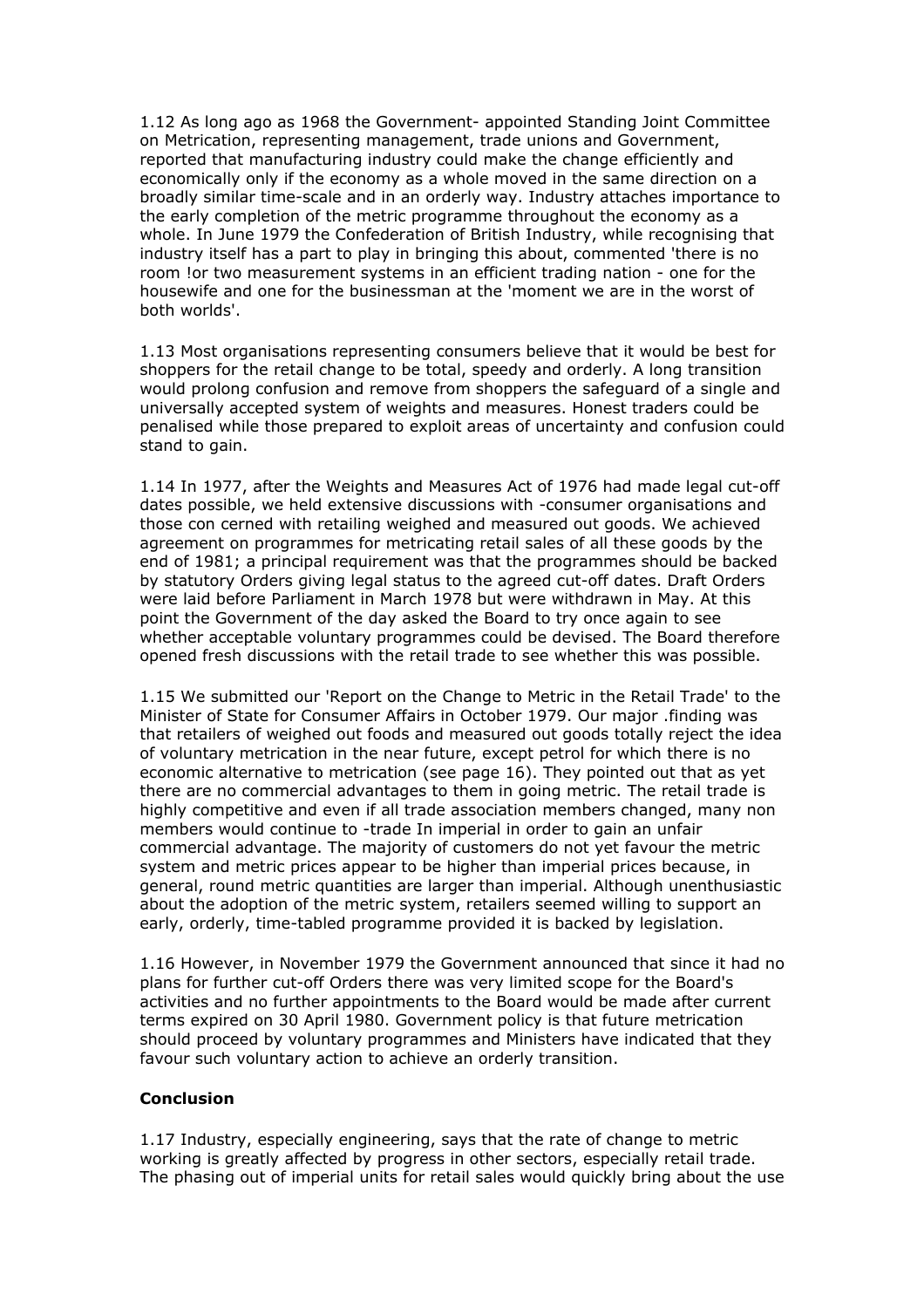1.12 As long ago as 1968 the Government- appointed Standing Joint Committee on Metrication, representing management, trade unions and Government, reported that manufacturing industry could make the change efficiently and economically only if the economy as a whole moved in the same direction on a broadly similar time-scale and in an orderly way. Industry attaches importance to the early completion of the metric programme throughout the economy as a whole. In June 1979 the Confederation of British Industry, while recognising that industry itself has a part to play in bringing this about, commented 'there is no room !or two measurement systems in an efficient trading nation - one for the housewife and one for the businessman at the 'moment we are in the worst of both worlds'.

1.13 Most organisations representing consumers believe that it would be best for shoppers for the retail change to be total, speedy and orderly. A long transition would prolong confusion and remove from shoppers the safeguard of a single and universally accepted system of weights and measures. Honest traders could be penalised while those prepared to exploit areas of uncertainty and confusion could stand to gain.

1.14 In 1977, after the Weights and Measures Act of 1976 had made legal cut-off dates possible, we held extensive discussions with -consumer organisations and those con cerned with retailing weighed and measured out goods. We achieved agreement on programmes for metricating retail sales of all these goods by the end of 1981; a principal requirement was that the programmes should be backed by statutory Orders giving legal status to the agreed cut-off dates. Draft Orders were laid before Parliament in March 1978 but were withdrawn in May. At this point the Government of the day asked the Board to try once again to see whether acceptable voluntary programmes could be devised. The Board therefore opened fresh discussions with the retail trade to see whether this was possible.

1.15 We submitted our 'Report on the Change to Metric in the Retail Trade' to the Minister of State for Consumer Affairs in October 1979. Our major .finding was that retailers of weighed out foods and measured out goods totally reject the idea of voluntary metrication in the near future, except petrol for which there is no economic alternative to metrication (see page 16). They pointed out that as yet there are no commercial advantages to them in going metric. The retail trade is highly competitive and even if all trade association members changed, many non members would continue to -trade In imperial in order to gain an unfair commercial advantage. The majority of customers do not yet favour the metric system and metric prices appear to be higher than imperial prices because, in general, round metric quantities are larger than imperial. Although unenthusiastic about the adoption of the metric system, retailers seemed willing to support an early, orderly, time-tabled programme provided it is backed by legislation.

1.16 However, in November 1979 the Government announced that since it had no plans for further cut-off Orders there was very limited scope for the Board's activities and no further appointments to the Board would be made after current terms expired on 30 April 1980. Government policy is that future metrication should proceed by voluntary programmes and Ministers have indicated that they favour such voluntary action to achieve an orderly transition.

**Conclusion**

1.17 Industry, especially engineering, says that the rate of change to metric working is greatly affected by progress in other sectors, especially retail trade. The phasing out of imperial units for retail sales would quickly bring about the use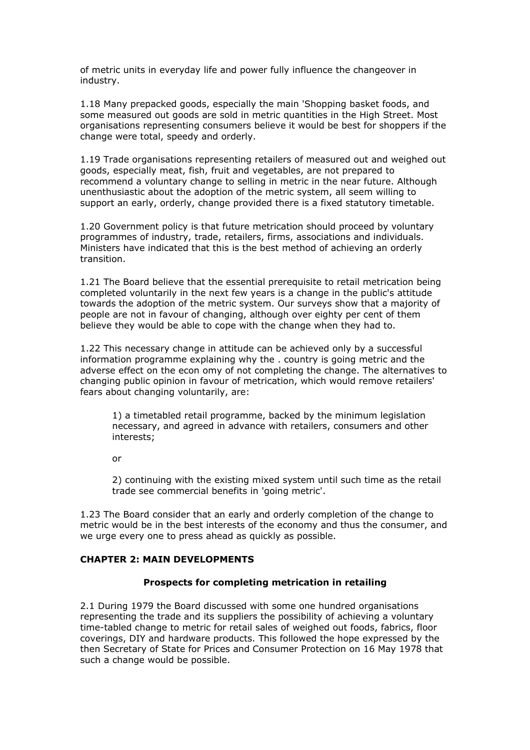of metric units in everyday life and power fully influence the changeover in industry.

1.18 Many prepacked goods, especially the main 'Shopping basket foods, and some measured out goods are sold in metric quantities in the High Street. Most organisations representing consumers believe it would be best for shoppers if the change were total, speedy and orderly.

1.19 Trade organisations representing retailers of measured out and weighed out goods, especially meat, fish, fruit and vegetables, are not prepared to recommend a voluntary change to selling in metric in the near future. Although unenthusiastic about the adoption of the metric system, all seem willing to support an early, orderly, change provided there is a fixed statutory timetable.

1.20 Government policy is that future metrication should proceed by voluntary programmes of industry, trade, retailers, firms, associations and individuals. Ministers have indicated that this is the best method of achieving an orderly transition.

1.21 The Board believe that the essential prerequisite to retail metrication being completed voluntarily in the next few years is a change in the public's attitude towards the adoption of the metric system. Our surveys show that a majority of people are not in favour of changing, although over eighty per cent of them believe they would be able to cope with the change when they had to.

1.22 This necessary change in attitude can be achieved only by a successful information programme explaining why the . country is going metric and the adverse effect on the econ omy of not completing the change. The alternatives to changing public opinion in favour of metrication, which would remove retailers' fears about changing voluntarily, are:

> 1) a timetabled retail programme, backed by the minimum legislation necessary, and agreed in advance with retailers, consumers and other interests;
>
> or
>
> 2) continuing with the existing mixed system until such time as the retail trade see commercial benefits in 'going metric'.

1.23 The Board consider that an early and orderly completion of the change to metric would be in the best interests of the economy and thus the consumer, and we urge every one to press ahead as quickly as possible.

## CHAPTER 2: MAIN DEVELOPMENTS

### Prospects for completing metrication in retailing

2.1 During 1979 the Board discussed with some one hundred organisations representing the trade and its suppliers the possibility of achieving a voluntary time-tabled change to metric for retail sales of weighed out foods, fabrics, floor coverings, DIY and hardware products. This followed the hope expressed by the then Secretary of State for Prices and Consumer Protection on 16 May 1978 that such a change would be possible.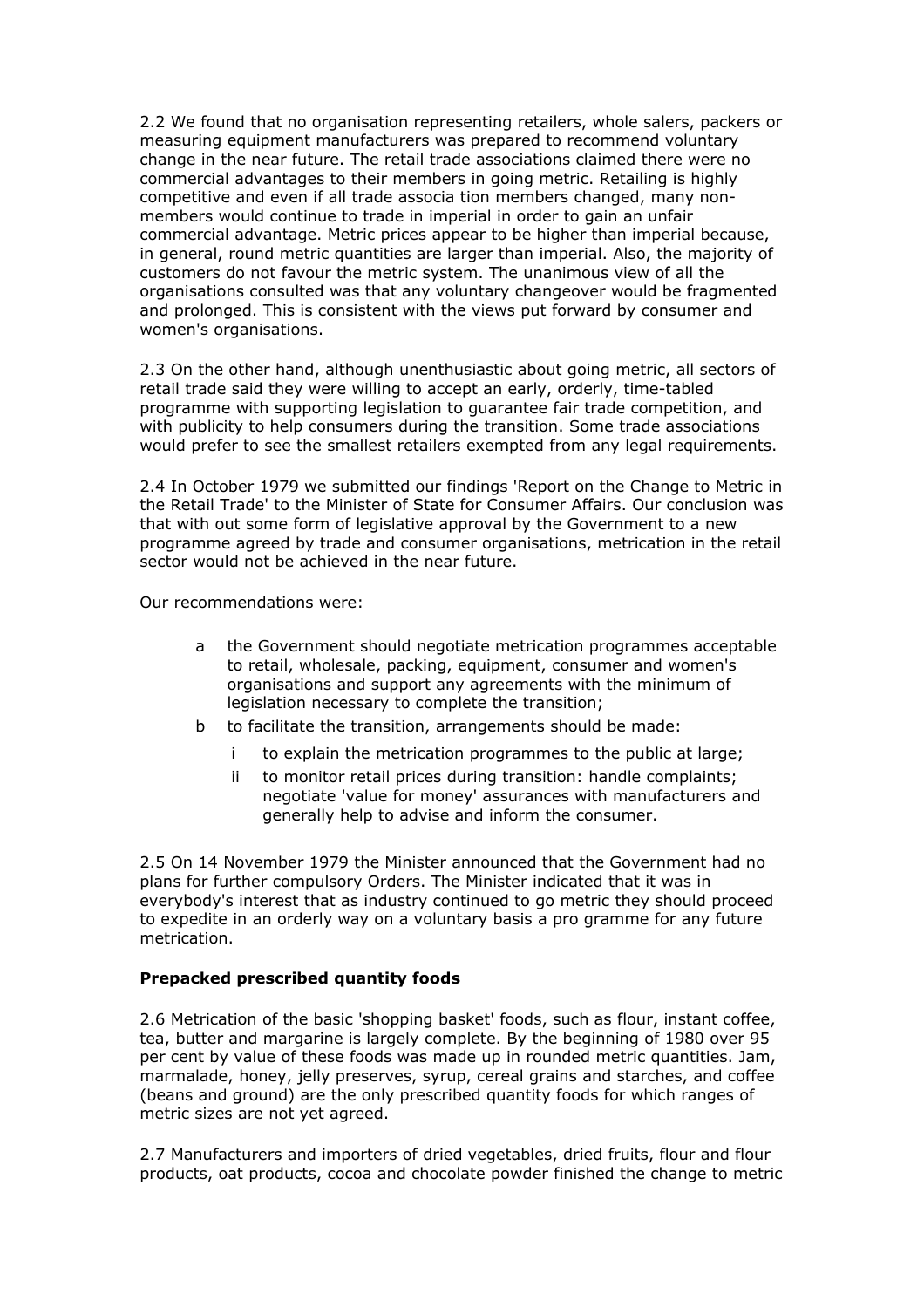2.2 We found that no organisation representing retailers, whole salers, packers or measuring equipment manufacturers was prepared to recommend voluntary change in the near future. The retail trade associations claimed there were no commercial advantages to their members in going metric. Retailing is highly competitive and even if all trade associa tion members changed, many non-members would continue to trade in imperial in order to gain an unfair commercial advantage. Metric prices appear to be higher than imperial because, in general, round metric quantities are larger than imperial. Also, the majority of customers do not favour the metric system. The unanimous view of all the organisations consulted was that any voluntary changeover would be fragmented and prolonged. This is consistent with the views put forward by consumer and women's organisations.

2.3 On the other hand, although unenthusiastic about going metric, all sectors of retail trade said they were willing to accept an early, orderly, time-tabled programme with supporting legislation to guarantee fair trade competition, and with publicity to help consumers during the transition. Some trade associations would prefer to see the smallest retailers exempted from any legal requirements.

2.4 In October 1979 we submitted our findings 'Report on the Change to Metric in the Retail Trade' to the Minister of State for Consumer Affairs. Our conclusion was that with out some form of legislative approval by the Government to a new programme agreed by trade and consumer organisations, metrication in the retail sector would not be achieved in the near future.

Our recommendations were:

- a the Government should negotiate metrication programmes acceptable to retail, wholesale, packing, equipment, consumer and women's organisations and support any agreements with the minimum of legislation necessary to complete the transition;
- b to facilitate the transition, arrangements should be made:
    - i to explain the metrication programmes to the public at large;
    - ii to monitor retail prices during transition: handle complaints; negotiate 'value for money' assurances with manufacturers and generally help to advise and inform the consumer.

2.5 On 14 November 1979 the Minister announced that the Government had no plans for further compulsory Orders. The Minister indicated that it was in everybody's interest that as industry continued to go metric they should proceed to expedite in an orderly way on a voluntary basis a pro gramme for any future metrication.

**Prepacked prescribed quantity foods**

2.6 Metrication of the basic 'shopping basket' foods, such as flour, instant coffee, tea, butter and margarine is largely complete. By the beginning of 1980 over 95 per cent by value of these foods was made up in rounded metric quantities. Jam, marmalade, honey, jelly preserves, syrup, cereal grains and starches, and coffee (beans and ground) are the only prescribed quantity foods for which ranges of metric sizes are not yet agreed.

2.7 Manufacturers and importers of dried vegetables, dried fruits, flour and flour products, oat products, cocoa and chocolate powder finished the change to metric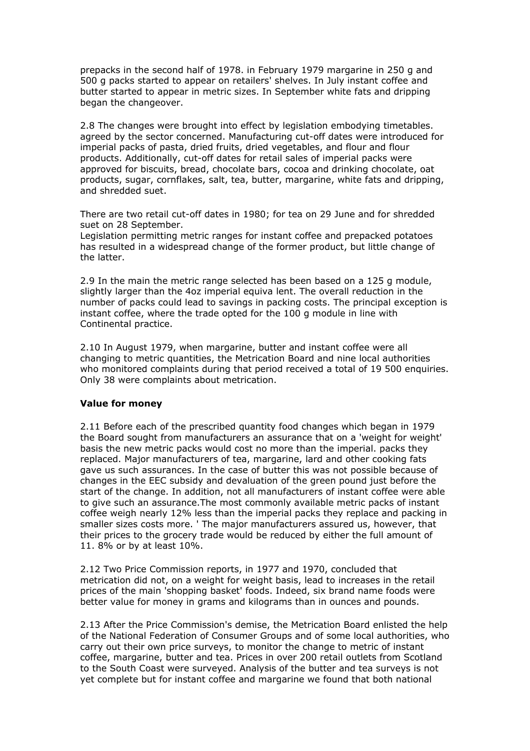prepacks in the second half of 1978. in February 1979 margarine in 250 g and 500 g packs started to appear on retailers' shelves. In July instant coffee and butter started to appear in metric sizes. In September white fats and dripping began the changeover.

2.8 The changes were brought into effect by legislation embodying timetables. agreed by the sector concerned. Manufacturing cut-off dates were introduced for imperial packs of pasta, dried fruits, dried vegetables, and flour and flour products. Additionally, cut-off dates for retail sales of imperial packs were approved for biscuits, bread, chocolate bars, cocoa and drinking chocolate, oat products, sugar, cornflakes, salt, tea, butter, margarine, white fats and dripping, and shredded suet.

There are two retail cut-off dates in 1980; for tea on 29 June and for shredded suet on 28 September.
Legislation permitting metric ranges for instant coffee and prepacked potatoes has resulted in a widespread change of the former product, but little change of the latter.

2.9 In the main the metric range selected has been based on a 125 g module, slightly larger than the 4oz imperial equiva lent. The overall reduction in the number of packs could lead to savings in packing costs. The principal exception is instant coffee, where the trade opted for the 100 g module in line with Continental practice.

2.10 In August 1979, when margarine, butter and instant coffee were all changing to metric quantities, the Metrication Board and nine local authorities who monitored complaints during that period received a total of 19 500 enquiries. Only 38 were complaints about metrication.

**Value for money**

2.11 Before each of the prescribed quantity food changes which began in 1979 the Board sought from manufacturers an assurance that on a 'weight for weight' basis the new metric packs would cost no more than the imperial. packs they replaced. Major manufacturers of tea, margarine, lard and other cooking fats gave us such assurances. In the case of butter this was not possible because of changes in the EEC subsidy and devaluation of the green pound just before the start of the change. In addition, not all manufacturers of instant coffee were able to give such an assurance.The most commonly available metric packs of instant coffee weigh nearly 12% less than the imperial packs they replace and packing in smaller sizes costs more. ' The major manufacturers assured us, however, that their prices to the grocery trade would be reduced by either the full amount of 11. 8% or by at least 10%.

2.12 Two Price Commission reports, in 1977 and 1970, concluded that metrication did not, on a weight for weight basis, lead to increases in the retail prices of the main 'shopping basket' foods. Indeed, six brand name foods were better value for money in grams and kilograms than in ounces and pounds.

2.13 After the Price Commission's demise, the Metrication Board enlisted the help of the National Federation of Consumer Groups and of some local authorities, who carry out their own price surveys, to monitor the change to metric of instant coffee, margarine, butter and tea. Prices in over 200 retail outlets from Scotland to the South Coast were surveyed. Analysis of the butter and tea surveys is not yet complete but for instant coffee and margarine we found that both national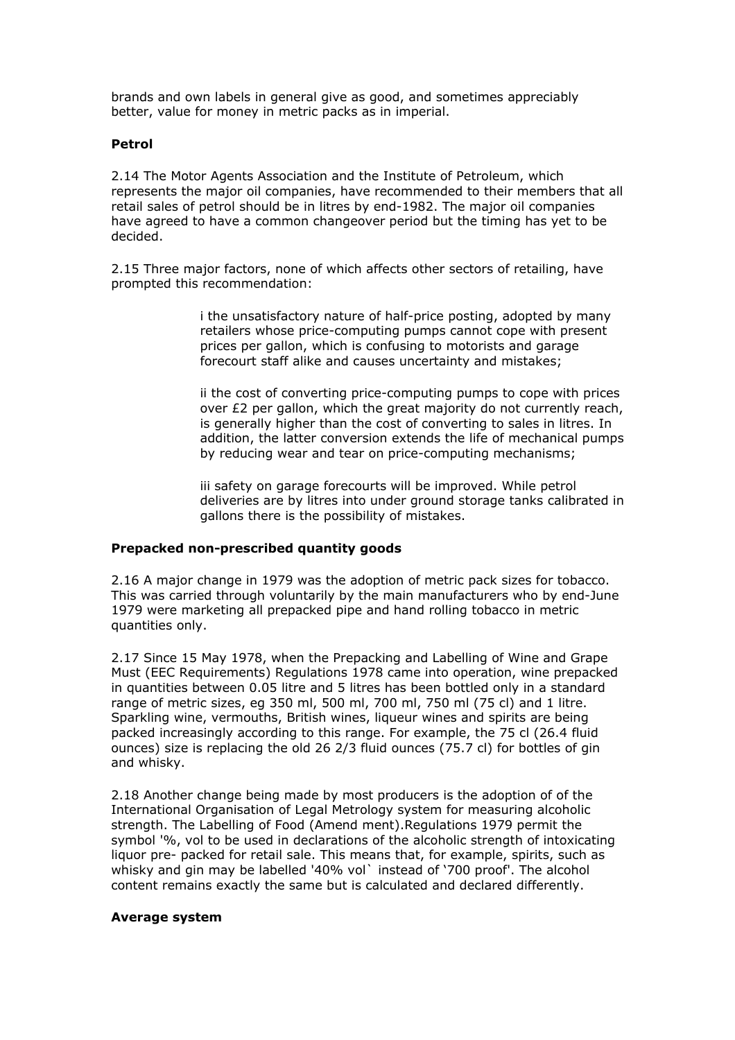brands and own labels in general give as good, and sometimes appreciably better, value for money in metric packs as in imperial.

**Petrol**

2.14 The Motor Agents Association and the Institute of Petroleum, which represents the major oil companies, have recommended to their members that all retail sales of petrol should be in litres by end-1982. The major oil companies have agreed to have a common changeover period but the timing has yet to be decided.

2.15 Three major factors, none of which affects other sectors of retailing, have prompted this recommendation:

> i the unsatisfactory nature of half-price posting, adopted by many retailers whose price-computing pumps cannot cope with present prices per gallon, which is confusing to motorists and garage forecourt staff alike and causes uncertainty and mistakes;
>
> ii the cost of converting price-computing pumps to cope with prices over £2 per gallon, which the great majority do not currently reach, is generally higher than the cost of converting to sales in litres. In addition, the latter conversion extends the life of mechanical pumps by reducing wear and tear on price-computing mechanisms;
>
> iii safety on garage forecourts will be improved. While petrol deliveries are by litres into under ground storage tanks calibrated in gallons there is the possibility of mistakes.

**Prepacked non-prescribed quantity goods**

2.16 A major change in 1979 was the adoption of metric pack sizes for tobacco. This was carried through voluntarily by the main manufacturers who by end-June 1979 were marketing all prepacked pipe and hand rolling tobacco in metric quantities only.

2.17 Since 15 May 1978, when the Prepacking and Labelling of Wine and Grape Must (EEC Requirements) Regulations 1978 came into operation, wine prepacked in quantities between 0.05 litre and 5 litres has been bottled only in a standard range of metric sizes, eg 350 ml, 500 ml, 700 ml, 750 ml (75 cl) and 1 litre. Sparkling wine, vermouths, British wines, liqueur wines and spirits are being packed increasingly according to this range. For example, the 75 cl (26.4 fluid ounces) size is replacing the old 26 2/3 fluid ounces (75.7 cl) for bottles of gin and whisky.

2.18 Another change being made by most producers is the adoption of of the International Organisation of Legal Metrology system for measuring alcoholic strength. The Labelling of Food (Amend ment).Regulations 1979 permit the symbol '%, vol to be used in declarations of the alcoholic strength of intoxicating liquor pre- packed for retail sale. This means that, for example, spirits, such as whisky and gin may be labelled '40% vol` instead of '700 proof'. The alcohol content remains exactly the same but is calculated and declared differently.

**Average system**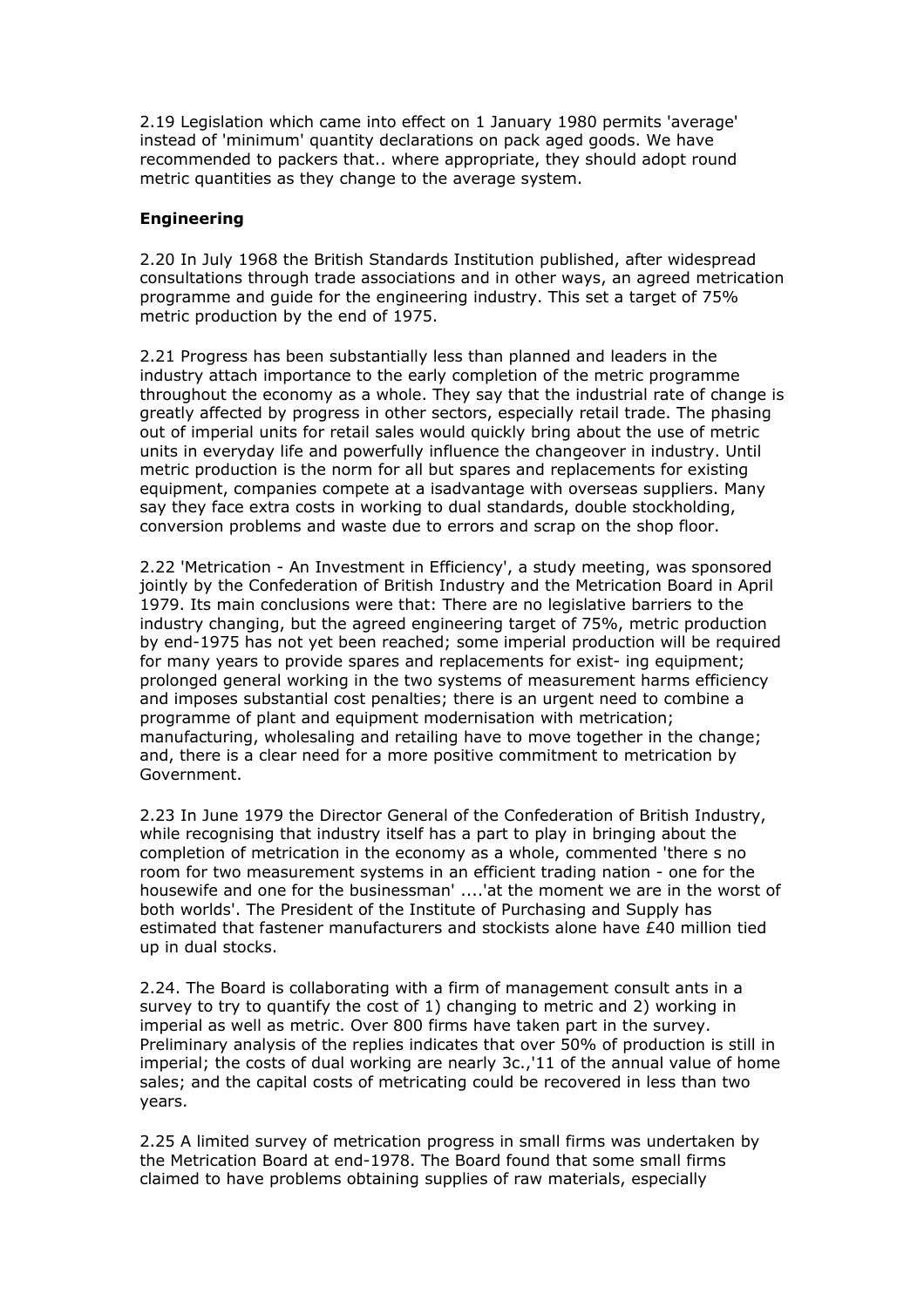2.19 Legislation which came into effect on 1 January 1980 permits 'average' instead of 'minimum' quantity declarations on pack aged goods. We have recommended to packers that.. where appropriate, they should adopt round metric quantities as they change to the average system.

**Engineering**

2.20 In July 1968 the British Standards Institution published, after widespread consultations through trade associations and in other ways, an agreed metrication programme and guide for the engineering industry. This set a target of 75% metric production by the end of 1975.

2.21 Progress has been substantially less than planned and leaders in the industry attach importance to the early completion of the metric programme throughout the economy as a whole. They say that the industrial rate of change is greatly affected by progress in other sectors, especially retail trade. The phasing out of imperial units for retail sales would quickly bring about the use of metric units in everyday life and powerfully influence the changeover in industry. Until metric production is the norm for all but spares and replacements for existing equipment, companies compete at a isadvantage with overseas suppliers. Many say they face extra costs in working to dual standards, double stockholding, conversion problems and waste due to errors and scrap on the shop floor.

2.22 'Metrication - An Investment in Efficiency', a study meeting, was sponsored jointly by the Confederation of British Industry and the Metrication Board in April 1979. Its main conclusions were that: There are no legislative barriers to the industry changing, but the agreed engineering target of 75%, metric production by end-1975 has not yet been reached; some imperial production will be required for many years to provide spares and replacements for exist- ing equipment; prolonged general working in the two systems of measurement harms efficiency and imposes substantial cost penalties; there is an urgent need to combine a programme of plant and equipment modernisation with metrication; manufacturing, wholesaling and retailing have to move together in the change; and, there is a clear need for a more positive commitment to metrication by Government.

2.23 In June 1979 the Director General of the Confederation of British Industry, while recognising that industry itself has a part to play in bringing about the completion of metrication in the economy as a whole, commented 'there s no room for two measurement systems in an efficient trading nation - one for the housewife and one for the businessman' ....'at the moment we are in the worst of both worlds'. The President of the Institute of Purchasing and Supply has estimated that fastener manufacturers and stockists alone have £40 million tied up in dual stocks.

2.24. The Board is collaborating with a firm of management consult ants in a survey to try to quantify the cost of 1) changing to metric and 2) working in imperial as well as metric. Over 800 firms have taken part in the survey. Preliminary analysis of the replies indicates that over 50% of production is still in imperial; the costs of dual working are nearly 3c.,'11 of the annual value of home sales; and the capital costs of metricating could be recovered in less than two years.

2.25 A limited survey of metrication progress in small firms was undertaken by the Metrication Board at end-1978. The Board found that some small firms claimed to have problems obtaining supplies of raw materials, especially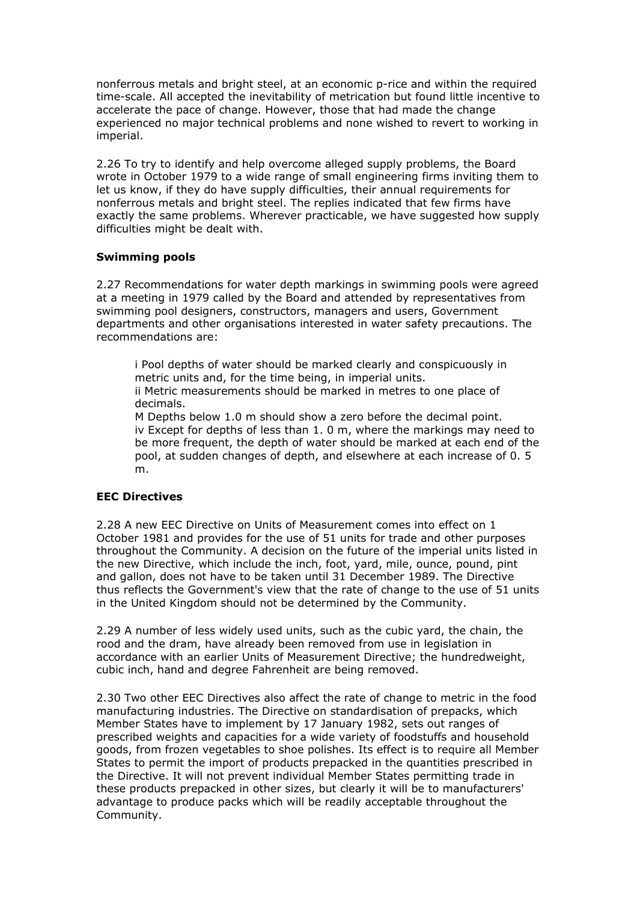nonferrous metals and bright steel, at an economic p-rice and within the required time-scale. All accepted the inevitability of metrication but found little incentive to accelerate the pace of change. However, those that had made the change experienced no major technical problems and none wished to revert to working in imperial.

2.26 To try to identify and help overcome alleged supply problems, the Board wrote in October 1979 to a wide range of small engineering firms inviting them to let us know, if they do have supply difficulties, their annual requirements for nonferrous metals and bright steel. The replies indicated that few firms have exactly the same problems. Wherever practicable, we have suggested how supply difficulties might be dealt with.

**Swimming pools**

2.27 Recommendations for water depth markings in swimming pools were agreed at a meeting in 1979 called by the Board and attended by representatives from swimming pool designers, constructors, managers and users, Government departments and other organisations interested in water safety precautions. The recommendations are:

> i Pool depths of water should be marked clearly and conspicuously in metric units and, for the time being, in imperial units.
> ii Metric measurements should be marked in metres to one place of decimals.
> M Depths below 1.0 m should show a zero before the decimal point.
> iv Except for depths of less than 1. 0 m, where the markings may need to be more frequent, the depth of water should be marked at each end of the pool, at sudden changes of depth, and elsewhere at each increase of 0. 5 m.

**EEC Directives**

2.28 A new EEC Directive on Units of Measurement comes into effect on 1 October 1981 and provides for the use of 51 units for trade and other purposes throughout the Community. A decision on the future of the imperial units listed in the new Directive, which include the inch, foot, yard, mile, ounce, pound, pint and gallon, does not have to be taken until 31 December 1989. The Directive thus reflects the Government's view that the rate of change to the use of 51 units in the United Kingdom should not be determined by the Community.

2.29 A number of less widely used units, such as the cubic yard, the chain, the rood and the dram, have already been removed from use in legislation in accordance with an earlier Units of Measurement Directive; the hundredweight, cubic inch, hand and degree Fahrenheit are being removed.

2.30 Two other EEC Directives also affect the rate of change to metric in the food manufacturing industries. The Directive on standardisation of prepacks, which Member States have to implement by 17 January 1982, sets out ranges of prescribed weights and capacities for a wide variety of foodstuffs and household goods, from frozen vegetables to shoe polishes. Its effect is to require all Member States to permit the import of products prepacked in the quantities prescribed in the Directive. It will not prevent individual Member States permitting trade in these products prepacked in other sizes, but clearly it will be to manufacturers' advantage to produce packs which will be readily acceptable throughout the Community.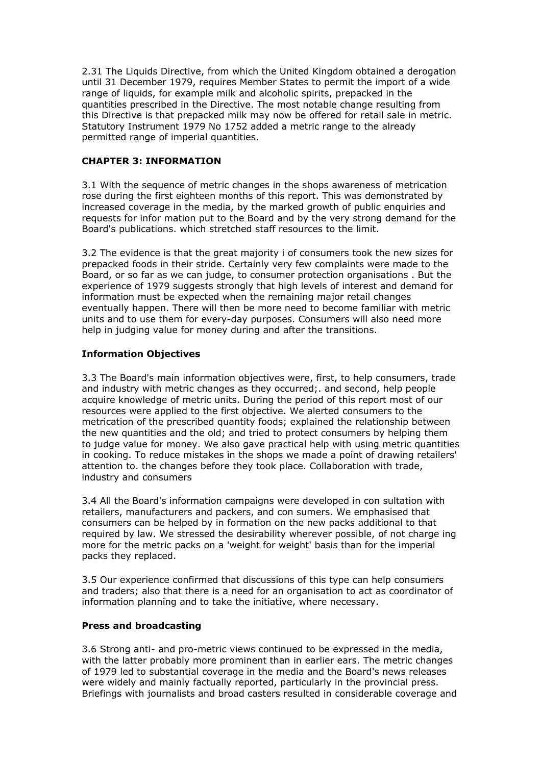2.31 The Liquids Directive, from which the United Kingdom obtained a derogation until 31 December 1979, requires Member States to permit the import of a wide range of liquids, for example milk and alcoholic spirits, prepacked in the quantities prescribed in the Directive. The most notable change resulting from this Directive is that prepacked milk may now be offered for retail sale in metric. Statutory Instrument 1979 No 1752 added a metric range to the already permitted range of imperial quantities.

## CHAPTER 3: INFORMATION

3.1 With the sequence of metric changes in the shops awareness of metrication rose during the first eighteen months of this report. This was demonstrated by increased coverage in the media, by the marked growth of public enquiries and requests for infor mation put to the Board and by the very strong demand for the Board's publications. which stretched staff resources to the limit.

3.2 The evidence is that the great majority i of consumers took the new sizes for prepacked foods in their stride. Certainly very few complaints were made to the Board, or so far as we can judge, to consumer protection organisations . But the experience of 1979 suggests strongly that high levels of interest and demand for information must be expected when the remaining major retail changes eventually happen. There will then be more need to become familiar with metric units and to use them for every-day purposes. Consumers will also need more help in judging value for money during and after the transitions.

### Information Objectives

3.3 The Board's main information objectives were, first, to help consumers, trade and industry with metric changes as they occurred;. and second, help people acquire knowledge of metric units. During the period of this report most of our resources were applied to the first objective. We alerted consumers to the metrication of the prescribed quantity foods; explained the relationship between the new quantities and the old; and tried to protect consumers by helping them to judge value for money. We also gave practical help with using metric quantities in cooking. To reduce mistakes in the shops we made a point of drawing retailers' attention to. the changes before they took place. Collaboration with trade, industry and consumers

3.4 All the Board's information campaigns were developed in con sultation with retailers, manufacturers and packers, and con sumers. We emphasised that consumers can be helped by in formation on the new packs additional to that required by law. We stressed the desirability wherever possible, of not charge ing more for the metric packs on a 'weight for weight' basis than for the imperial packs they replaced.

3.5 Our experience confirmed that discussions of this type can help consumers and traders; also that there is a need for an organisation to act as coordinator of information planning and to take the initiative, where necessary.

### Press and broadcasting

3.6 Strong anti- and pro-metric views continued to be expressed in the media, with the latter probably more prominent than in earlier ears. The metric changes of 1979 led to substantial coverage in the media and the Board's news releases were widely and mainly factually reported, particularly in the provincial press. Briefings with journalists and broad casters resulted in considerable coverage and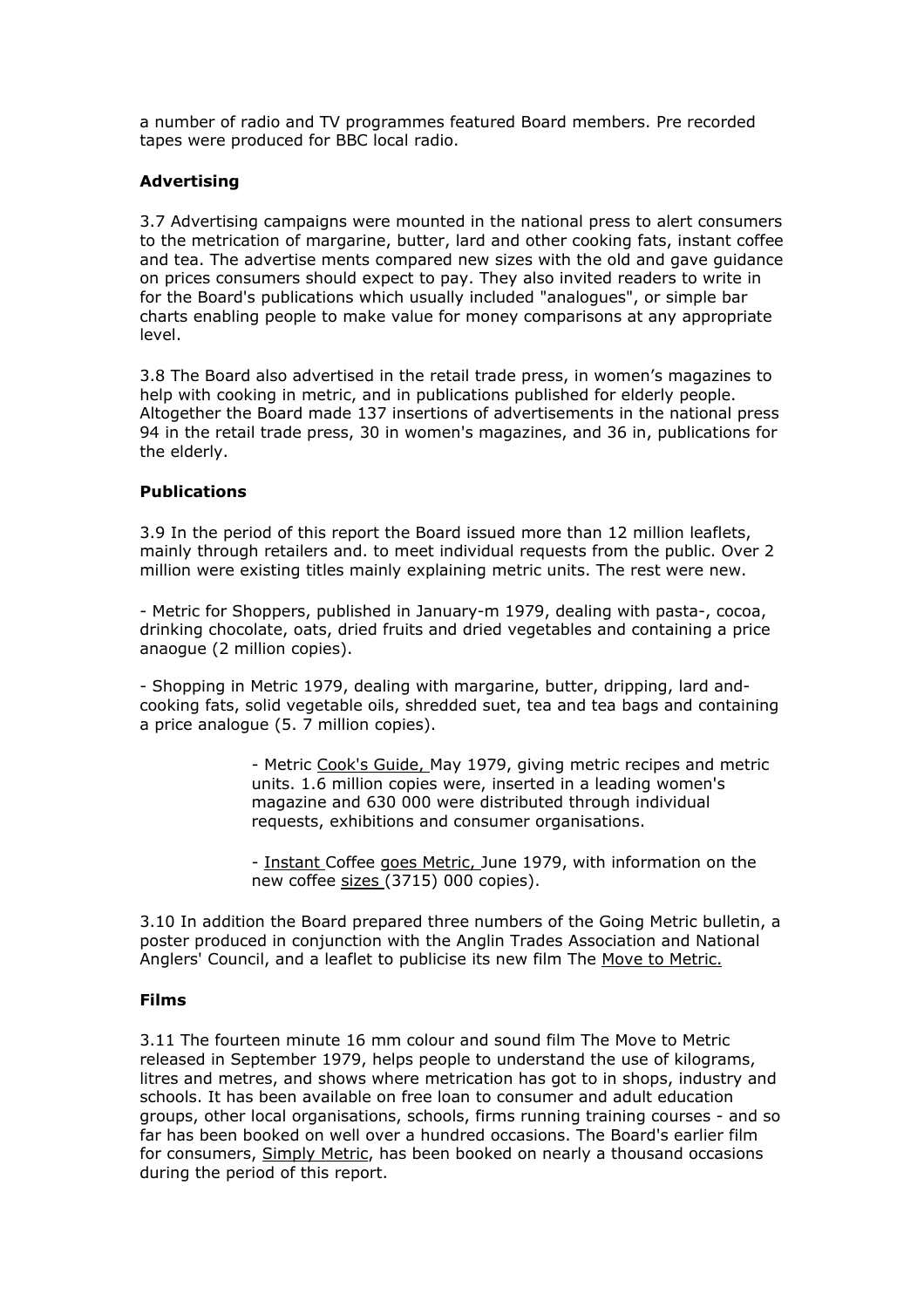a number of radio and TV programmes featured Board members. Pre recorded tapes were produced for BBC local radio.

### Advertising

3.7 Advertising campaigns were mounted in the national press to alert consumers to the metrication of margarine, butter, lard and other cooking fats, instant coffee and tea. The advertise ments compared new sizes with the old and gave guidance on prices consumers should expect to pay. They also invited readers to write in for the Board's publications which usually included "analogues", or simple bar charts enabling people to make value for money comparisons at any appropriate level.

3.8 The Board also advertised in the retail trade press, in women's magazines to help with cooking in metric, and in publications published for elderly people. Altogether the Board made 137 insertions of advertisements in the national press 94 in the retail trade press, 30 in women's magazines, and 36 in, publications for the elderly.

### Publications

3.9 In the period of this report the Board issued more than 12 million leaflets, mainly through retailers and. to meet individual requests from the public. Over 2 million were existing titles mainly explaining metric units. The rest were new.

- Metric for Shoppers, published in January-m 1979, dealing with pasta-, cocoa, drinking chocolate, oats, dried fruits and dried vegetables and containing a price anaogue (2 million copies).

- Shopping in Metric 1979, dealing with margarine, butter, dripping, lard and-cooking fats, solid vegetable oils, shredded suet, tea and tea bags and containing a price analogue (5. 7 million copies).

- Metric Cook's Guide, May 1979, giving metric recipes and metric units. 1.6 million copies were, inserted in a leading women's magazine and 630 000 were distributed through individual requests, exhibitions and consumer organisations.

- Instant Coffee goes Metric, June 1979, with information on the new coffee sizes (3715) 000 copies).

3.10 In addition the Board prepared three numbers of the Going Metric bulletin, a poster produced in conjunction with the Anglin Trades Association and National Anglers' Council, and a leaflet to publicise its new film The Move to Metric.

### Films

3.11 The fourteen minute 16 mm colour and sound film The Move to Metric released in September 1979, helps people to understand the use of kilograms, litres and metres, and shows where metrication has got to in shops, industry and schools. It has been available on free loan to consumer and adult education groups, other local organisations, schools, firms running training courses - and so far has been booked on well over a hundred occasions. The Board's earlier film for consumers, Simply Metric, has been booked on nearly a thousand occasions during the period of this report.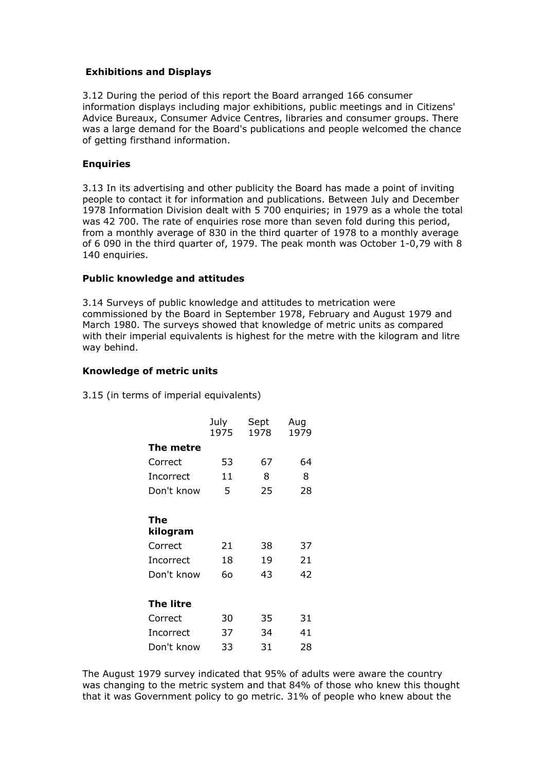**Exhibitions and Displays**

3.12 During the period of this report the Board arranged 166 consumer information displays including major exhibitions, public meetings and in Citizens' Advice Bureaux, Consumer Advice Centres, libraries and consumer groups. There was a large demand for the Board's publications and people welcomed the chance of getting firsthand information.

**Enquiries**

3.13 In its advertising and other publicity the Board has made a point of inviting people to contact it for information and publications. Between July and December 1978 Information Division dealt with 5 700 enquiries; in 1979 as a whole the total was 42 700. The rate of enquiries rose more than seven fold during this period, from a monthly average of 830 in the third quarter of 1978 to a monthly average of 6 090 in the third quarter of, 1979. The peak month was October 1-0,79 with 8 140 enquiries.

**Public knowledge and attitudes**

3.14 Surveys of public knowledge and attitudes to metrication were commissioned by the Board in September 1978, February and August 1979 and March 1980. The surveys showed that knowledge of metric units as compared with their imperial equivalents is highest for the metre with the kilogram and litre way behind.

**Knowledge of metric units**

3.15 (in terms of imperial equivalents)

| | July 1975 | Sept 1978 | Aug 1979 |
|---|---|---|---|
| **The metre** | | | |
| Correct | 53 | 67 | 64 |
| Incorrect | 11 | 8 | 8 |
| Don't know | 5 | 25 | 28 |
| **The kilogram** | | | |
| Correct | 21 | 38 | 37 |
| Incorrect | 18 | 19 | 21 |
| Don't know | 6o | 43 | 42 |
| **The litre** | | | |
| Correct | 30 | 35 | 31 |
| Incorrect | 37 | 34 | 41 |
| Don't know | 33 | 31 | 28 |

The August 1979 survey indicated that 95% of adults were aware the country was changing to the metric system and that 84% of those who knew this thought that it was Government policy to go metric. 31% of people who knew about the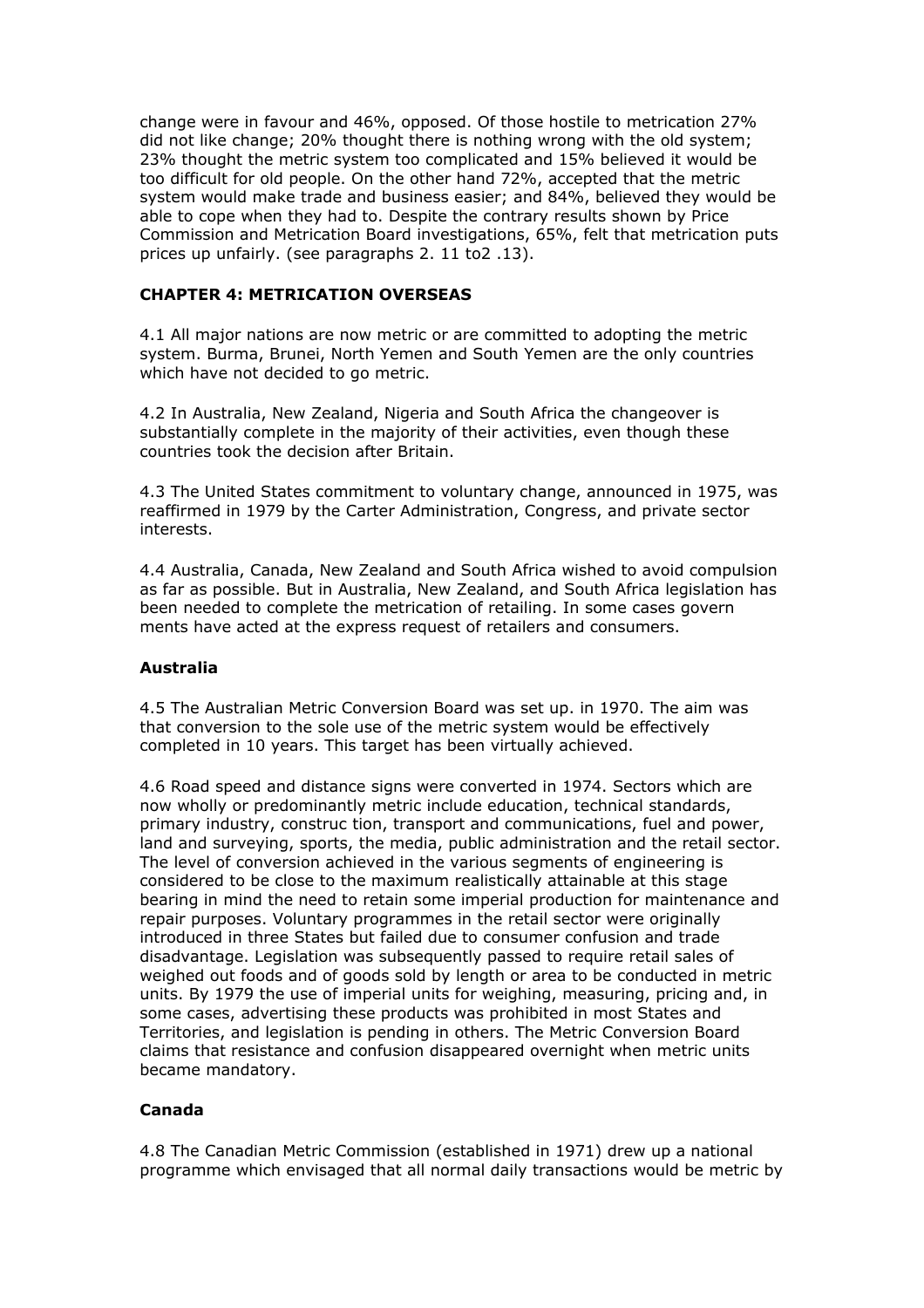change were in favour and 46%, opposed. Of those hostile to metrication 27% did not like change; 20% thought there is nothing wrong with the old system; 23% thought the metric system too complicated and 15% believed it would be too difficult for old people. On the other hand 72%, accepted that the metric system would make trade and business easier; and 84%, believed they would be able to cope when they had to. Despite the contrary results shown by Price Commission and Metrication Board investigations, 65%, felt that metrication puts prices up unfairly. (see paragraphs 2. 11 to2 .13).

## CHAPTER 4: METRICATION OVERSEAS

4.1 All major nations are now metric or are committed to adopting the metric system. Burma, Brunei, North Yemen and South Yemen are the only countries which have not decided to go metric.

4.2 In Australia, New Zealand, Nigeria and South Africa the changeover is substantially complete in the majority of their activities, even though these countries took the decision after Britain.

4.3 The United States commitment to voluntary change, announced in 1975, was reaffirmed in 1979 by the Carter Administration, Congress, and private sector interests.

4.4 Australia, Canada, New Zealand and South Africa wished to avoid compulsion as far as possible. But in Australia, New Zealand, and South Africa legislation has been needed to complete the metrication of retailing. In some cases govern ments have acted at the express request of retailers and consumers.

### Australia

4.5 The Australian Metric Conversion Board was set up. in 1970. The aim was that conversion to the sole use of the metric system would be effectively completed in 10 years. This target has been virtually achieved.

4.6 Road speed and distance signs were converted in 1974. Sectors which are now wholly or predominantly metric include education, technical standards, primary industry, construc tion, transport and communications, fuel and power, land and surveying, sports, the media, public administration and the retail sector. The level of conversion achieved in the various segments of engineering is considered to be close to the maximum realistically attainable at this stage bearing in mind the need to retain some imperial production for maintenance and repair purposes. Voluntary programmes in the retail sector were originally introduced in three States but failed due to consumer confusion and trade disadvantage. Legislation was subsequently passed to require retail sales of weighed out foods and of goods sold by length or area to be conducted in metric units. By 1979 the use of imperial units for weighing, measuring, pricing and, in some cases, advertising these products was prohibited in most States and Territories, and legislation is pending in others. The Metric Conversion Board claims that resistance and confusion disappeared overnight when metric units became mandatory.

### Canada

4.8 The Canadian Metric Commission (established in 1971) drew up a national programme which envisaged that all normal daily transactions would be metric by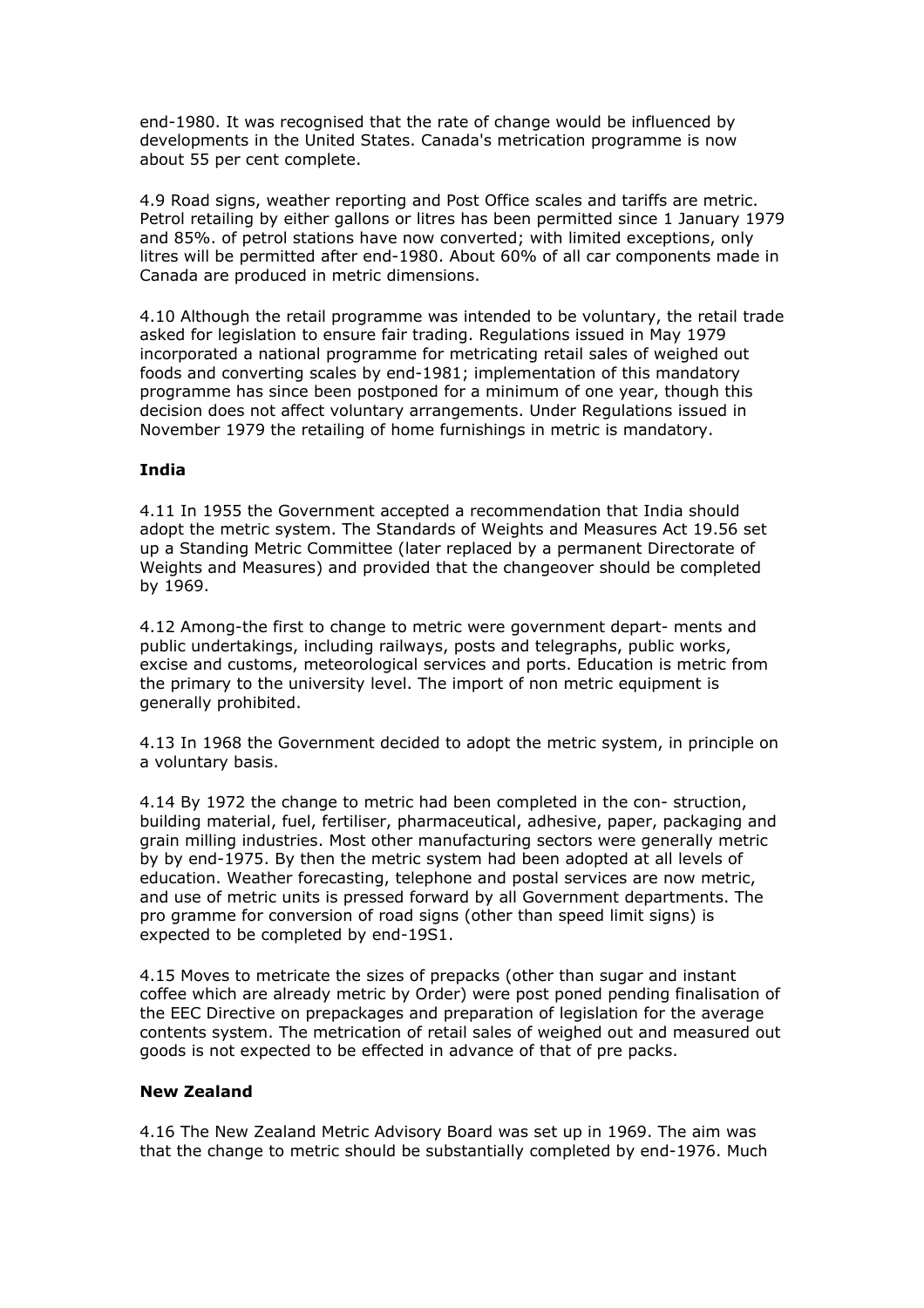end-1980. It was recognised that the rate of change would be influenced by developments in the United States. Canada's metrication programme is now about 55 per cent complete.

4.9 Road signs, weather reporting and Post Office scales and tariffs are metric. Petrol retailing by either gallons or litres has been permitted since 1 January 1979 and 85%. of petrol stations have now converted; with limited exceptions, only litres will be permitted after end-1980. About 60% of all car components made in Canada are produced in metric dimensions.

4.10 Although the retail programme was intended to be voluntary, the retail trade asked for legislation to ensure fair trading. Regulations issued in May 1979 incorporated a national programme for metricating retail sales of weighed out foods and converting scales by end-1981; implementation of this mandatory programme has since been postponed for a minimum of one year, though this decision does not affect voluntary arrangements. Under Regulations issued in November 1979 the retailing of home furnishings in metric is mandatory.

### India

4.11 In 1955 the Government accepted a recommendation that India should adopt the metric system. The Standards of Weights and Measures Act 19.56 set up a Standing Metric Committee (later replaced by a permanent Directorate of Weights and Measures) and provided that the changeover should be completed by 1969.

4.12 Among-the first to change to metric were government depart- ments and public undertakings, including railways, posts and telegraphs, public works, excise and customs, meteorological services and ports. Education is metric from the primary to the university level. The import of non metric equipment is generally prohibited.

4.13 In 1968 the Government decided to adopt the metric system, in principle on a voluntary basis.

4.14 By 1972 the change to metric had been completed in the con- struction, building material, fuel, fertiliser, pharmaceutical, adhesive, paper, packaging and grain milling industries. Most other manufacturing sectors were generally metric by by end-1975. By then the metric system had been adopted at all levels of education. Weather forecasting, telephone and postal services are now metric, and use of metric units is pressed forward by all Government departments. The pro gramme for conversion of road signs (other than speed limit signs) is expected to be completed by end-19S1.

4.15 Moves to metricate the sizes of prepacks (other than sugar and instant coffee which are already metric by Order) were post poned pending finalisation of the EEC Directive on prepackages and preparation of legislation for the average contents system. The metrication of retail sales of weighed out and measured out goods is not expected to be effected in advance of that of pre packs.

### New Zealand

4.16 The New Zealand Metric Advisory Board was set up in 1969. The aim was that the change to metric should be substantially completed by end-1976. Much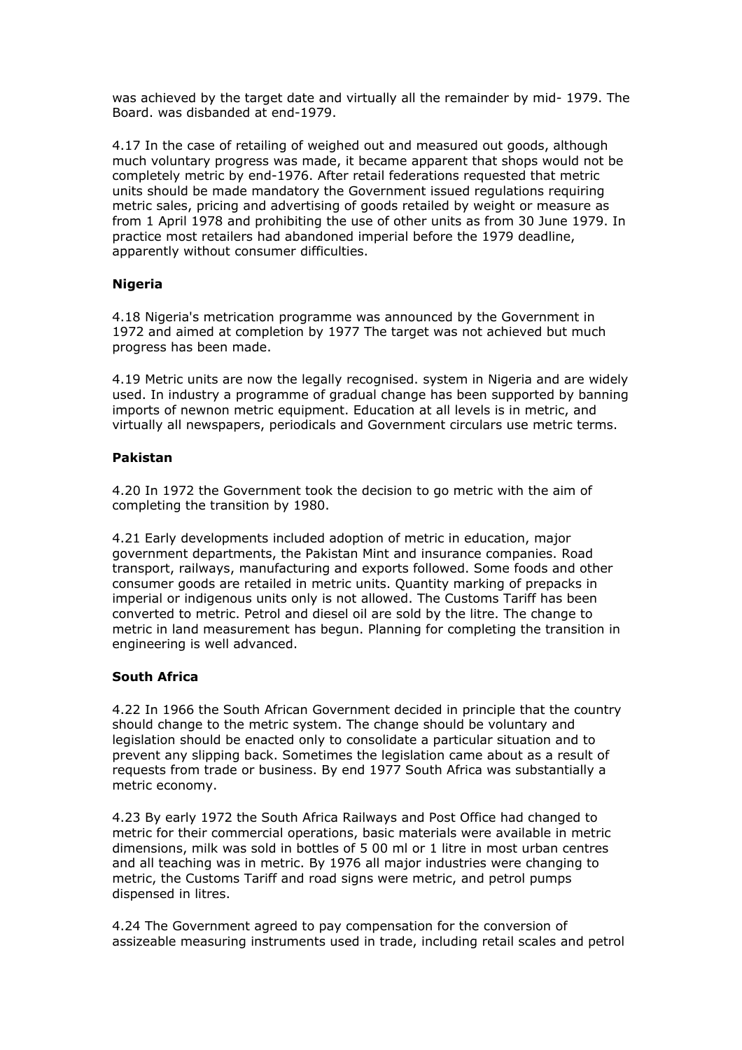was achieved by the target date and virtually all the remainder by mid- 1979. The Board. was disbanded at end-1979.

4.17 In the case of retailing of weighed out and measured out goods, although much voluntary progress was made, it became apparent that shops would not be completely metric by end-1976. After retail federations requested that metric units should be made mandatory the Government issued regulations requiring metric sales, pricing and advertising of goods retailed by weight or measure as from 1 April 1978 and prohibiting the use of other units as from 30 June 1979. In practice most retailers had abandoned imperial before the 1979 deadline, apparently without consumer difficulties.

**Nigeria**

4.18 Nigeria's metrication programme was announced by the Government in 1972 and aimed at completion by 1977 The target was not achieved but much progress has been made.

4.19 Metric units are now the legally recognised. system in Nigeria and are widely used. In industry a programme of gradual change has been supported by banning imports of newnon metric equipment. Education at all levels is in metric, and virtually all newspapers, periodicals and Government circulars use metric terms.

**Pakistan**

4.20 In 1972 the Government took the decision to go metric with the aim of completing the transition by 1980.

4.21 Early developments included adoption of metric in education, major government departments, the Pakistan Mint and insurance companies. Road transport, railways, manufacturing and exports followed. Some foods and other consumer goods are retailed in metric units. Quantity marking of prepacks in imperial or indigenous units only is not allowed. The Customs Tariff has been converted to metric. Petrol and diesel oil are sold by the litre. The change to metric in land measurement has begun. Planning for completing the transition in engineering is well advanced.

**South Africa**

4.22 In 1966 the South African Government decided in principle that the country should change to the metric system. The change should be voluntary and legislation should be enacted only to consolidate a particular situation and to prevent any slipping back. Sometimes the legislation came about as a result of requests from trade or business. By end 1977 South Africa was substantially a metric economy.

4.23 By early 1972 the South Africa Railways and Post Office had changed to metric for their commercial operations, basic materials were available in metric dimensions, milk was sold in bottles of 5 00 ml or 1 litre in most urban centres and all teaching was in metric. By 1976 all major industries were changing to metric, the Customs Tariff and road signs were metric, and petrol pumps dispensed in litres.

4.24 The Government agreed to pay compensation for the conversion of assizeable measuring instruments used in trade, including retail scales and petrol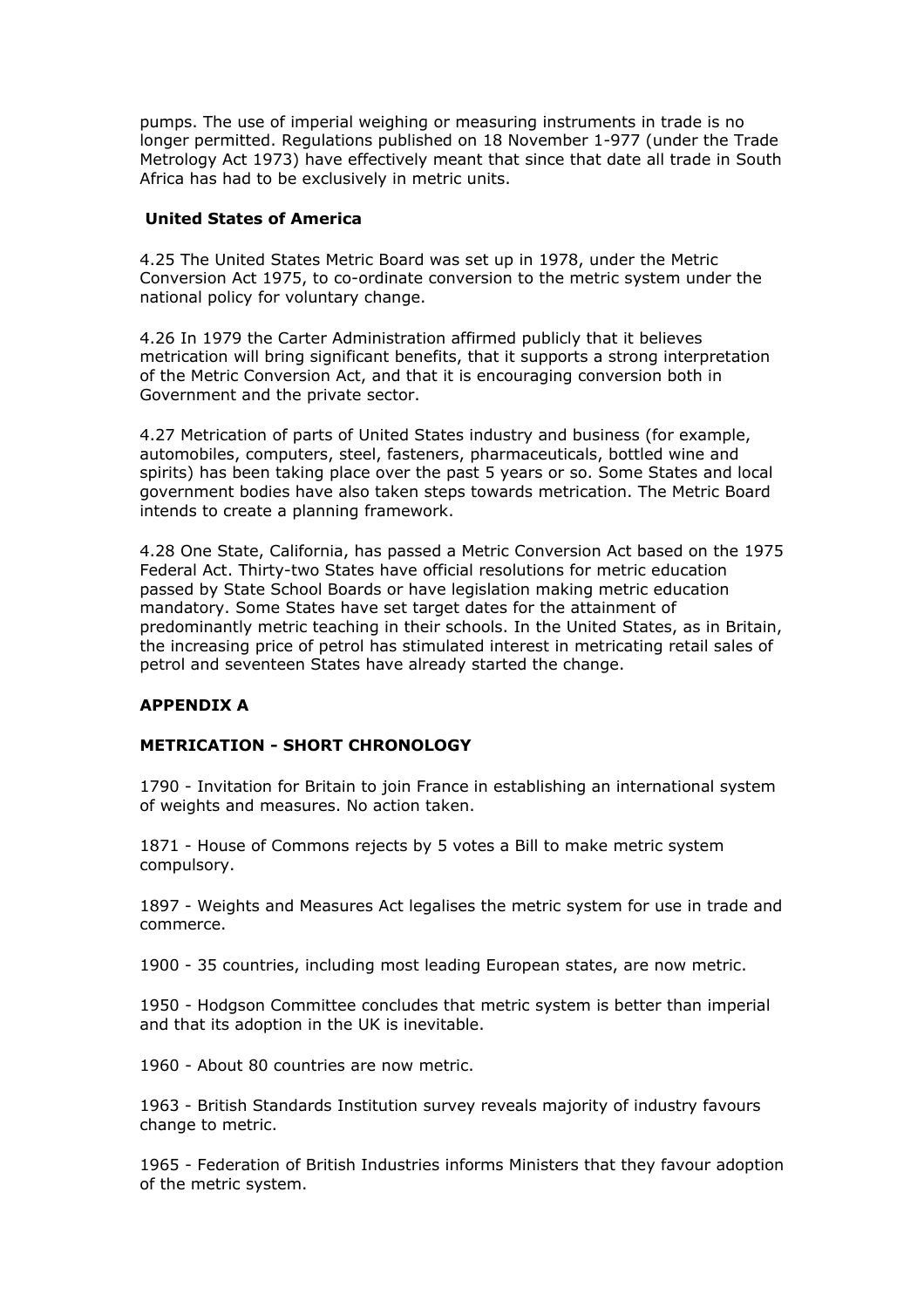pumps. The use of imperial weighing or measuring instruments in trade is no longer permitted. Regulations published on 18 November 1-977 (under the Trade Metrology Act 1973) have effectively meant that since that date all trade in South Africa has had to be exclusively in metric units.

### United States of America

4.25 The United States Metric Board was set up in 1978, under the Metric Conversion Act 1975, to co-ordinate conversion to the metric system under the national policy for voluntary change.

4.26 In 1979 the Carter Administration affirmed publicly that it believes metrication will bring significant benefits, that it supports a strong interpretation of the Metric Conversion Act, and that it is encouraging conversion both in Government and the private sector.

4.27 Metrication of parts of United States industry and business (for example, automobiles, computers, steel, fasteners, pharmaceuticals, bottled wine and spirits) has been taking place over the past 5 years or so. Some States and local government bodies have also taken steps towards metrication. The Metric Board intends to create a planning framework.

4.28 One State, California, has passed a Metric Conversion Act based on the 1975 Federal Act. Thirty-two States have official resolutions for metric education passed by State School Boards or have legislation making metric education mandatory. Some States have set target dates for the attainment of predominantly metric teaching in their schools. In the United States, as in Britain, the increasing price of petrol has stimulated interest in metricating retail sales of petrol and seventeen States have already started the change.

## APPENDIX A

### METRICATION - SHORT CHRONOLOGY

1790 - Invitation for Britain to join France in establishing an international system of weights and measures. No action taken.

1871 - House of Commons rejects by 5 votes a Bill to make metric system compulsory.

1897 - Weights and Measures Act legalises the metric system for use in trade and commerce.

1900 - 35 countries, including most leading European states, are now metric.

1950 - Hodgson Committee concludes that metric system is better than imperial and that its adoption in the UK is inevitable.

1960 - About 80 countries are now metric.

1963 - British Standards Institution survey reveals majority of industry favours change to metric.

1965 - Federation of British Industries informs Ministers that they favour adoption of the metric system.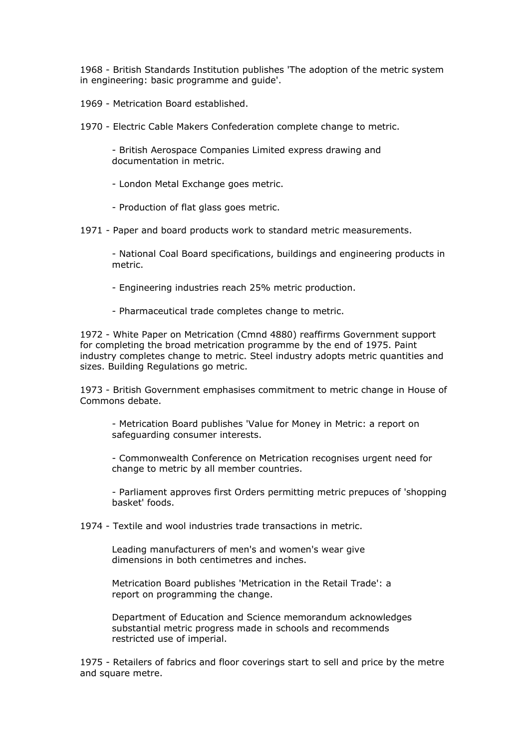1968 - British Standards Institution publishes 'The adoption of the metric system in engineering: basic programme and guide'.

1969 - Metrication Board established.

1970 - Electric Cable Makers Confederation complete change to metric.

- British Aerospace Companies Limited express drawing and documentation in metric.

- London Metal Exchange goes metric.

- Production of flat glass goes metric.

1971 - Paper and board products work to standard metric measurements.

- National Coal Board specifications, buildings and engineering products in metric.

- Engineering industries reach 25% metric production.

- Pharmaceutical trade completes change to metric.

1972 - White Paper on Metrication (Cmnd 4880) reaffirms Government support for completing the broad metrication programme by the end of 1975. Paint industry completes change to metric. Steel industry adopts metric quantities and sizes. Building Regulations go metric.

1973 - British Government emphasises commitment to metric change in House of Commons debate.

- Metrication Board publishes 'Value for Money in Metric: a report on safeguarding consumer interests.

- Commonwealth Conference on Metrication recognises urgent need for change to metric by all member countries.

- Parliament approves first Orders permitting metric prepuces of 'shopping basket' foods.

1974 - Textile and wool industries trade transactions in metric.

Leading manufacturers of men's and women's wear give dimensions in both centimetres and inches.

Metrication Board publishes 'Metrication in the Retail Trade': a report on programming the change.

Department of Education and Science memorandum acknowledges substantial metric progress made in schools and recommends restricted use of imperial.

1975 - Retailers of fabrics and floor coverings start to sell and price by the metre and square metre.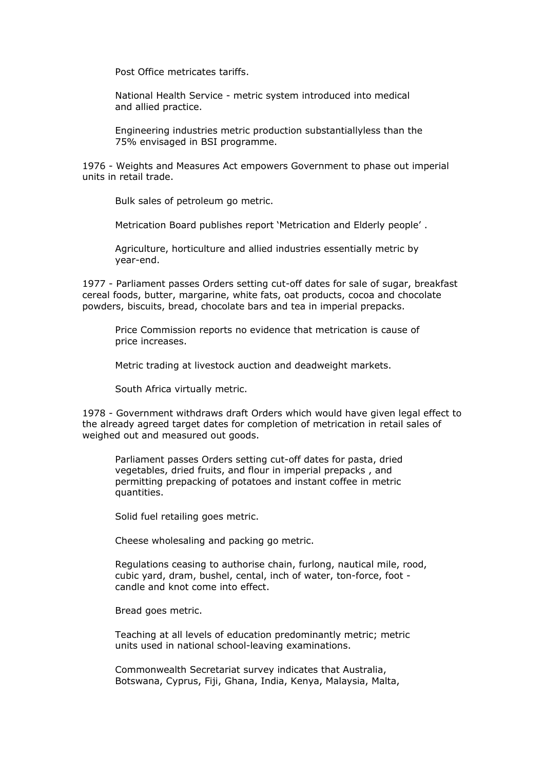Post Office metricates tariffs.

National Health Service - metric system introduced into medical and allied practice.

Engineering industries metric production substantiallyless than the 75% envisaged in BSI programme.

1976 - Weights and Measures Act empowers Government to phase out imperial units in retail trade.

Bulk sales of petroleum go metric.

Metrication Board publishes report 'Metrication and Elderly people' .

Agriculture, horticulture and allied industries essentially metric by year-end.

1977 - Parliament passes Orders setting cut-off dates for sale of sugar, breakfast cereal foods, butter, margarine, white fats, oat products, cocoa and chocolate powders, biscuits, bread, chocolate bars and tea in imperial prepacks.

Price Commission reports no evidence that metrication is cause of price increases.

Metric trading at livestock auction and deadweight markets.

South Africa virtually metric.

1978 - Government withdraws draft Orders which would have given legal effect to the already agreed target dates for completion of metrication in retail sales of weighed out and measured out goods.

Parliament passes Orders setting cut-off dates for pasta, dried vegetables, dried fruits, and flour in imperial prepacks , and permitting prepacking of potatoes and instant coffee in metric quantities.

Solid fuel retailing goes metric.

Cheese wholesaling and packing go metric.

Regulations ceasing to authorise chain, furlong, nautical mile, rood, cubic yard, dram, bushel, cental, inch of water, ton-force, foot - candle and knot come into effect.

Bread goes metric.

Teaching at all levels of education predominantly metric; metric units used in national school-leaving examinations.

Commonwealth Secretariat survey indicates that Australia, Botswana, Cyprus, Fiji, Ghana, India, Kenya, Malaysia, Malta,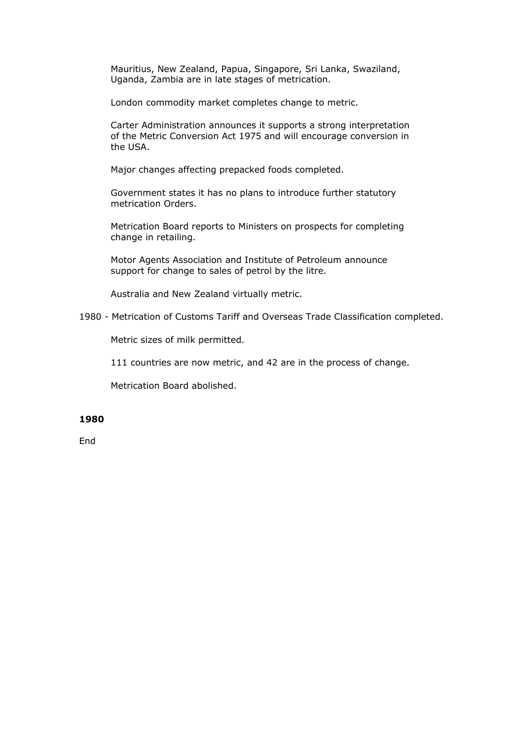Mauritius, New Zealand, Papua, Singapore, Sri Lanka, Swaziland, Uganda, Zambia are in late stages of metrication.

London commodity market completes change to metric.

Carter Administration announces it supports a strong interpretation of the Metric Conversion Act 1975 and will encourage conversion in the USA.

Major changes affecting prepacked foods completed.

Government states it has no plans to introduce further statutory metrication Orders.

Metrication Board reports to Ministers on prospects for completing change in retailing.

Motor Agents Association and Institute of Petroleum announce support for change to sales of petrol by the litre.

Australia and New Zealand virtually metric.

1980 - Metrication of Customs Tariff and Overseas Trade Classification completed.

Metric sizes of milk permitted.

111 countries are now metric, and 42 are in the process of change.

Metrication Board abolished.

**1980**

End